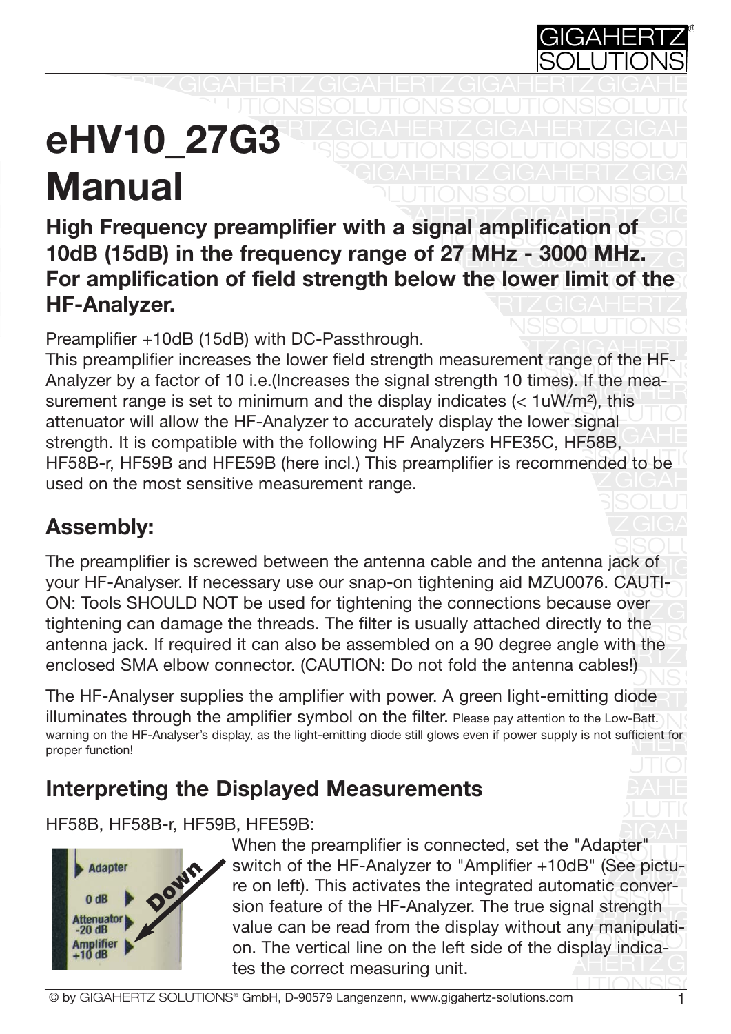# eHV10_27G3 Manual

**High Frequency preamplifier with a signal amplification of 10dB (15dB) in the frequency range of 27 MHz - 3000 MHz. For amplification of field strength below the lower limit of the HF-Analyzer.**

Preamplifier +10dB (15dB) with DC-Passthrough.
This preamplifier increases the lower field strength measurement range of the HF-Analyzer by a factor of 10 i.e.(Increases the signal strength 10 times). If the measurement range is set to minimum and the display indicates (< 1uW/m²), this attenuator will allow the HF-Analyzer to accurately display the lower signal strength. It is compatible with the following HF Analyzers HFE35C, HF58B, HF58B-r, HF59B and HFE59B (here incl.) This preamplifier is recommended to be used on the most sensitive measurement range.

## Assembly:

The preamplifier is screwed between the antenna cable and the antenna jack of your HF-Analyser. If necessary use our snap-on tightening aid MZU0076. CAUTION: Tools SHOULD NOT be used for tightening the connections because over tightening can damage the threads. The filter is usually attached directly to the antenna jack. If required it can also be assembled on a 90 degree angle with the enclosed SMA elbow connector. (CAUTION: Do not fold the antenna cables!)

The HF-Analyser supplies the amplifier with power. A green light-emitting diode illuminates through the amplifier symbol on the filter. Please pay attention to the Low-Batt. warning on the HF-Analyser's display, as the light-emitting diode still glows even if power supply is not sufficient for proper function!

## Interpreting the Displayed Measurements

HF58B, HF58B-r, HF59B, HFE59B:

When the preamplifier is connected, set the "Adapter" switch of the HF-Analyzer to "Amplifier +10dB" (See picture on left). This activates the integrated automatic conversion feature of the HF-Analyzer. The true signal strength value can be read from the display without any manipulation. The vertical line on the left side of the display indicates the correct measuring unit.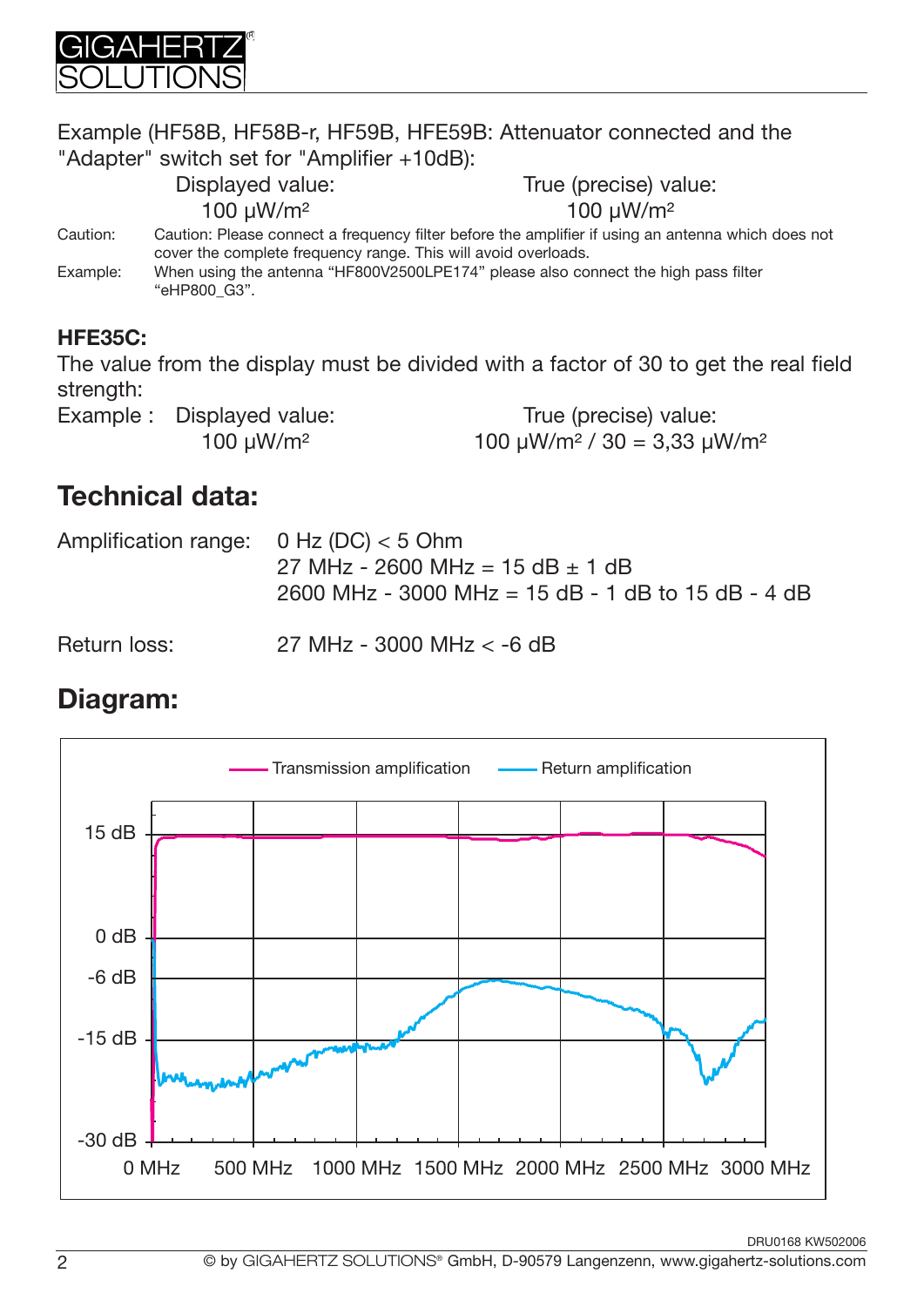Example (HF58B, HF58B-r, HF59B, HFE59B: Attenuator connected and the "Adapter" switch set for "Amplifier +10dB):

| Displayed value: | True (precise) value: |
|---|---|
| 100 µW/m² | 100 µW/m² |

Caution: Caution: Please connect a frequency filter before the amplifier if using an antenna which does not cover the complete frequency range. This will avoid overloads.

Example: When using the antenna "HF800V2500LPE174" please also connect the high pass filter "eHP800_G3".

### HFE35C:

The value from the display must be divided with a factor of 30 to get the real field strength:

| Example : Displayed value: | True (precise) value: |
|---|---|
| 100 µW/m² | 100 µW/m² / 30 = 3,33 µW/m² |

## Technical data:

Amplification range:
0 Hz (DC) < 5 Ohm
27 MHz - 2600 MHz = 15 dB ± 1 dB
2600 MHz - 3000 MHz = 15 dB - 1 dB to 15 dB - 4 dB

Return loss:
27 MHz - 3000 MHz < -6 dB

## Diagram:

Transmission amplification
Return amplification

15 dB
0 dB
-6 dB
-15 dB
-30 dB

0 MHz
500 MHz
1000 MHz
1500 MHz
2000 MHz
2500 MHz
3000 MHz

DRU0168 KW502006

© by GIGAHERTZ SOLUTIONS® GmbH, D-90579 Langenzenn, www.gigahertz-solutions.com